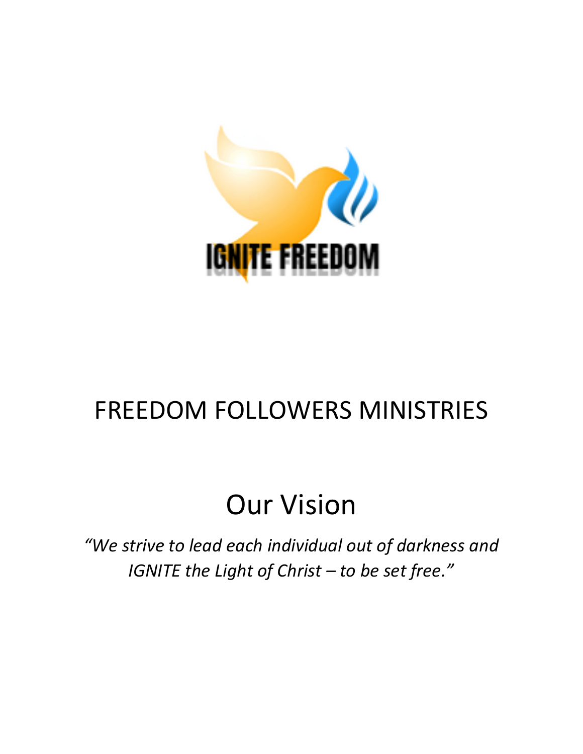IGNITE FREEDOM

# FREEDOM FOLLOWERS MINISTRIES

## Our Vision

*"We strive to lead each individual out of darkness and IGNITE the Light of Christ – to be set free."*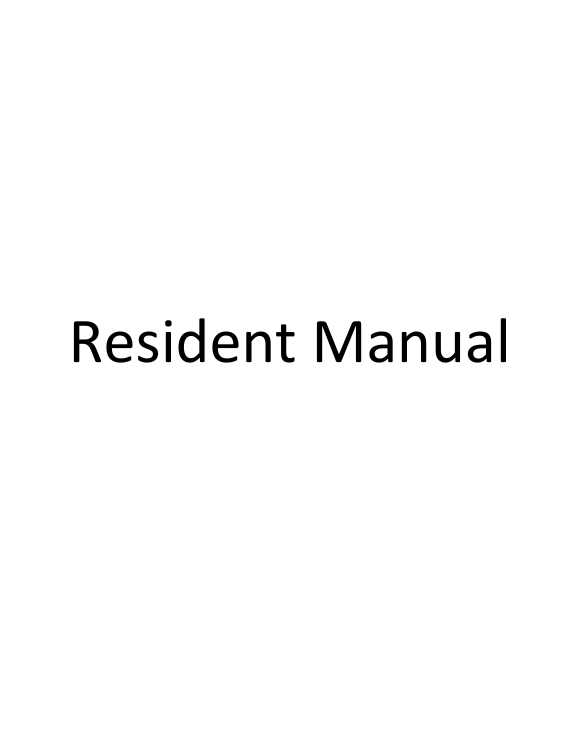# Resident Manual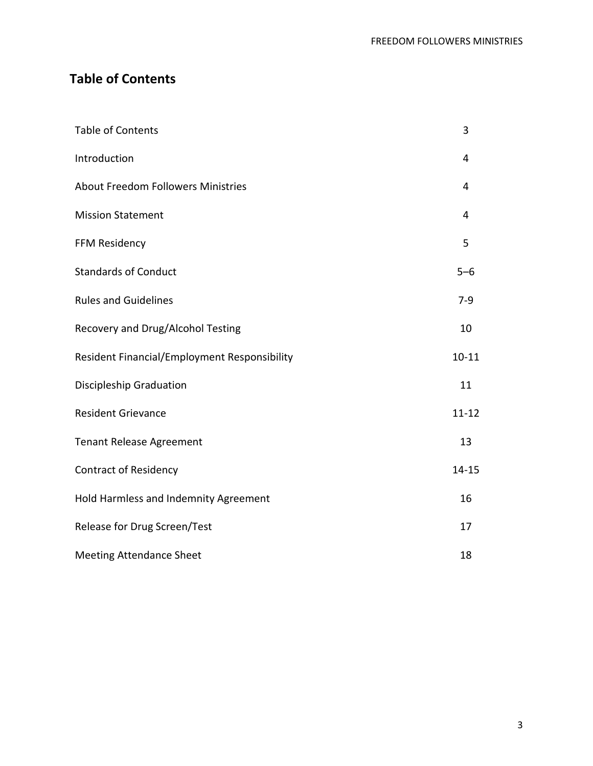# Table of Contents

| | |
|---|---|
| Table of Contents | 3 |
| Introduction | 4 |
| About Freedom Followers Ministries | 4 |
| Mission Statement | 4 |
| FFM Residency | 5 |
| Standards of Conduct | 5–6 |
| Rules and Guidelines | 7-9 |
| Recovery and Drug/Alcohol Testing | 10 |
| Resident Financial/Employment Responsibility | 10-11 |
| Discipleship Graduation | 11 |
| Resident Grievance | 11-12 |
| Tenant Release Agreement | 13 |
| Contract of Residency | 14-15 |
| Hold Harmless and Indemnity Agreement | 16 |
| Release for Drug Screen/Test | 17 |
| Meeting Attendance Sheet | 18 |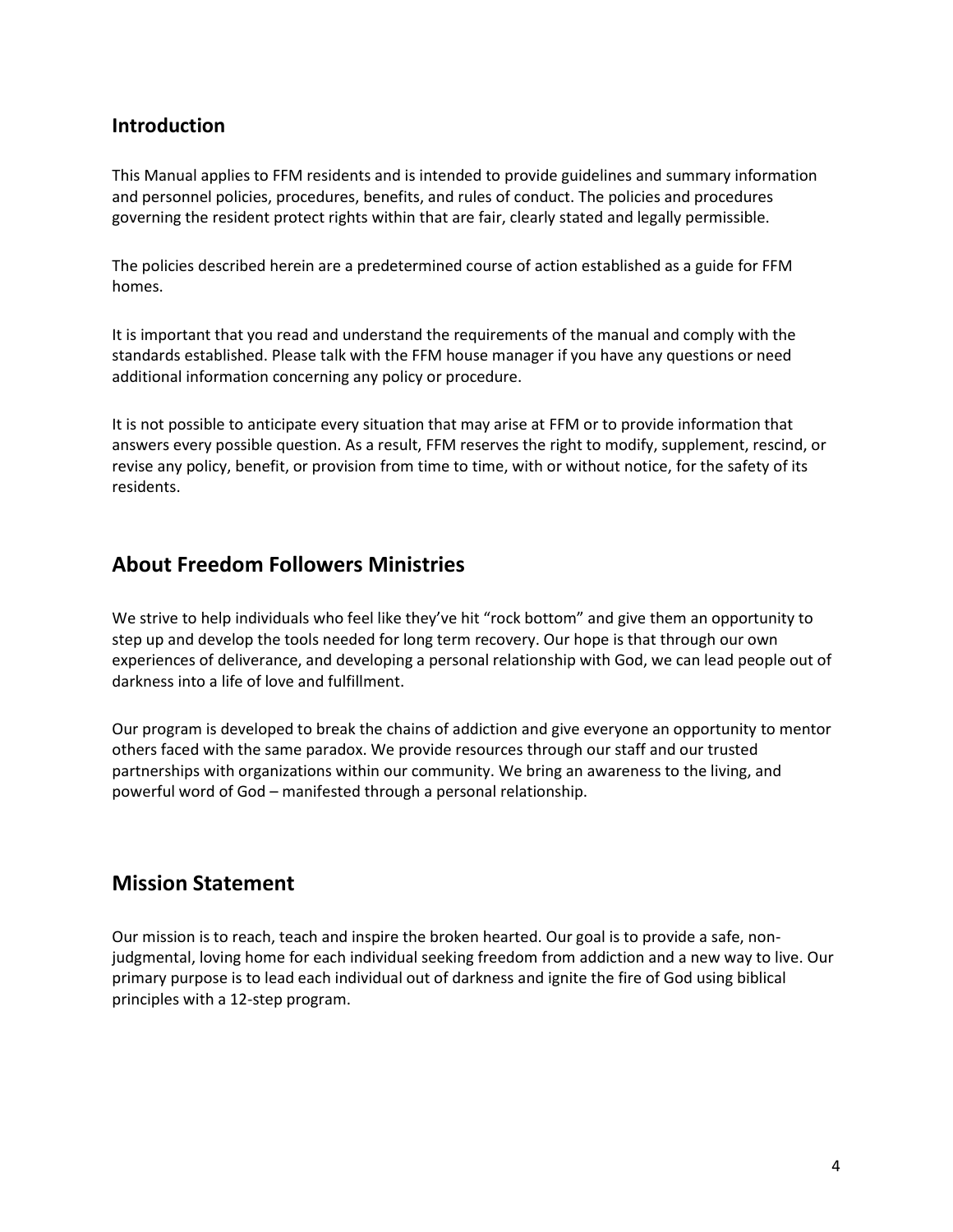## Introduction

This Manual applies to FFM residents and is intended to provide guidelines and summary information and personnel policies, procedures, benefits, and rules of conduct. The policies and procedures governing the resident protect rights within that are fair, clearly stated and legally permissible.

The policies described herein are a predetermined course of action established as a guide for FFM homes.

It is important that you read and understand the requirements of the manual and comply with the standards established. Please talk with the FFM house manager if you have any questions or need additional information concerning any policy or procedure.

It is not possible to anticipate every situation that may arise at FFM or to provide information that answers every possible question. As a result, FFM reserves the right to modify, supplement, rescind, or revise any policy, benefit, or provision from time to time, with or without notice, for the safety of its residents.

## About Freedom Followers Ministries

We strive to help individuals who feel like they've hit "rock bottom" and give them an opportunity to step up and develop the tools needed for long term recovery. Our hope is that through our own experiences of deliverance, and developing a personal relationship with God, we can lead people out of darkness into a life of love and fulfillment.

Our program is developed to break the chains of addiction and give everyone an opportunity to mentor others faced with the same paradox. We provide resources through our staff and our trusted partnerships with organizations within our community. We bring an awareness to the living, and powerful word of God – manifested through a personal relationship.

## Mission Statement

Our mission is to reach, teach and inspire the broken hearted. Our goal is to provide a safe, non-judgmental, loving home for each individual seeking freedom from addiction and a new way to live. Our primary purpose is to lead each individual out of darkness and ignite the fire of God using biblical principles with a 12-step program.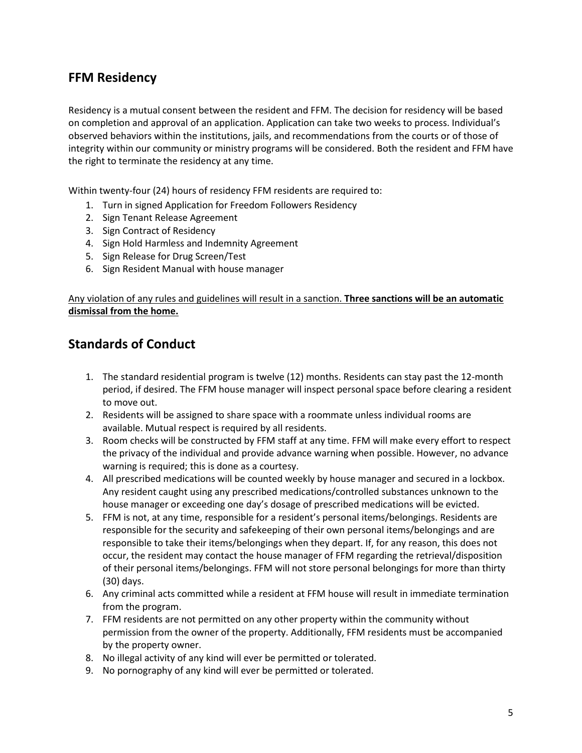## FFM Residency

Residency is a mutual consent between the resident and FFM. The decision for residency will be based on completion and approval of an application. Application can take two weeks to process. Individual's observed behaviors within the institutions, jails, and recommendations from the courts or of those of integrity within our community or ministry programs will be considered. Both the resident and FFM have the right to terminate the residency at any time.

Within twenty-four (24) hours of residency FFM residents are required to:

1. Turn in signed Application for Freedom Followers Residency
2. Sign Tenant Release Agreement
3. Sign Contract of Residency
4. Sign Hold Harmless and Indemnity Agreement
5. Sign Release for Drug Screen/Test
6. Sign Resident Manual with house manager

<u>Any violation of any rules and guidelines will result in a sanction.</u> **<u>Three sanctions will be an automatic dismissal from the home.</u>**

## Standards of Conduct

1. The standard residential program is twelve (12) months. Residents can stay past the 12-month period, if desired. The FFM house manager will inspect personal space before clearing a resident to move out.
2. Residents will be assigned to share space with a roommate unless individual rooms are available. Mutual respect is required by all residents.
3. Room checks will be constructed by FFM staff at any time. FFM will make every effort to respect the privacy of the individual and provide advance warning when possible. However, no advance warning is required; this is done as a courtesy.
4. All prescribed medications will be counted weekly by house manager and secured in a lockbox. Any resident caught using any prescribed medications/controlled substances unknown to the house manager or exceeding one day's dosage of prescribed medications will be evicted.
5. FFM is not, at any time, responsible for a resident's personal items/belongings. Residents are responsible for the security and safekeeping of their own personal items/belongings and are responsible to take their items/belongings when they depart. If, for any reason, this does not occur, the resident may contact the house manager of FFM regarding the retrieval/disposition of their personal items/belongings. FFM will not store personal belongings for more than thirty (30) days.
6. Any criminal acts committed while a resident at FFM house will result in immediate termination from the program.
7. FFM residents are not permitted on any other property within the community without permission from the owner of the property. Additionally, FFM residents must be accompanied by the property owner.
8. No illegal activity of any kind will ever be permitted or tolerated.
9. No pornography of any kind will ever be permitted or tolerated.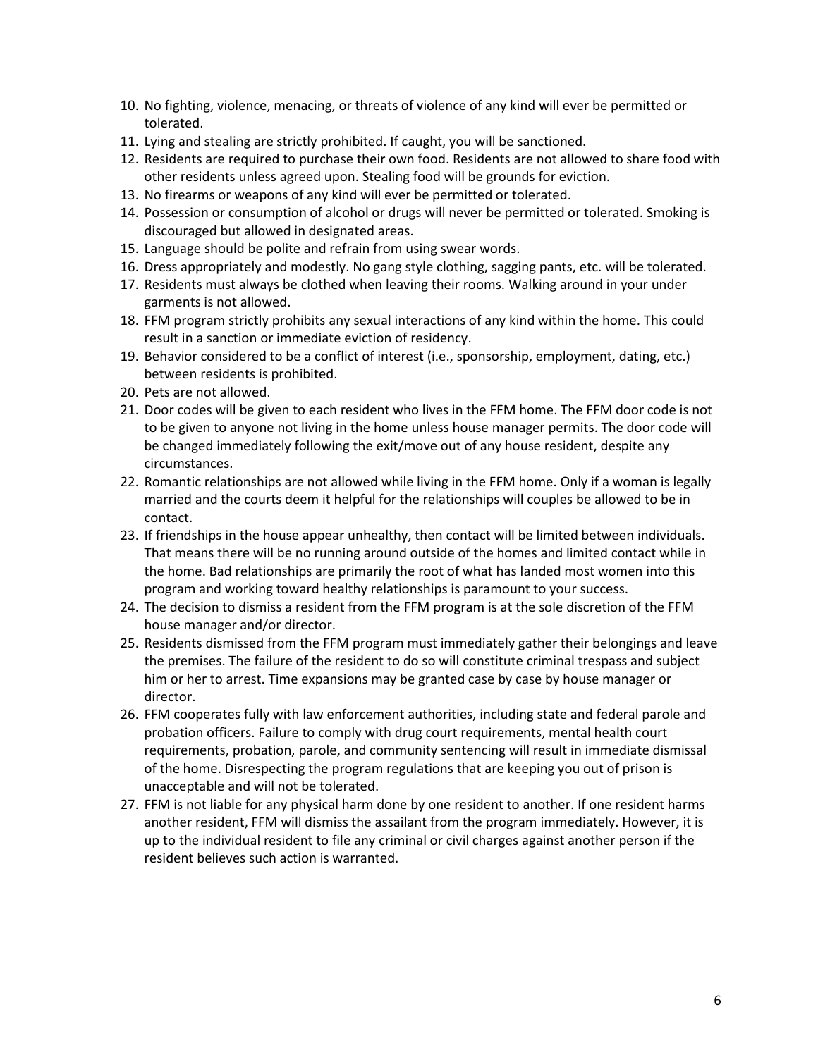10. No fighting, violence, menacing, or threats of violence of any kind will ever be permitted or tolerated.
11. Lying and stealing are strictly prohibited. If caught, you will be sanctioned.
12. Residents are required to purchase their own food. Residents are not allowed to share food with other residents unless agreed upon. Stealing food will be grounds for eviction.
13. No firearms or weapons of any kind will ever be permitted or tolerated.
14. Possession or consumption of alcohol or drugs will never be permitted or tolerated. Smoking is discouraged but allowed in designated areas.
15. Language should be polite and refrain from using swear words.
16. Dress appropriately and modestly. No gang style clothing, sagging pants, etc. will be tolerated.
17. Residents must always be clothed when leaving their rooms. Walking around in your under garments is not allowed.
18. FFM program strictly prohibits any sexual interactions of any kind within the home. This could result in a sanction or immediate eviction of residency.
19. Behavior considered to be a conflict of interest (i.e., sponsorship, employment, dating, etc.) between residents is prohibited.
20. Pets are not allowed.
21. Door codes will be given to each resident who lives in the FFM home. The FFM door code is not to be given to anyone not living in the home unless house manager permits. The door code will be changed immediately following the exit/move out of any house resident, despite any circumstances.
22. Romantic relationships are not allowed while living in the FFM home. Only if a woman is legally married and the courts deem it helpful for the relationships will couples be allowed to be in contact.
23. If friendships in the house appear unhealthy, then contact will be limited between individuals. That means there will be no running around outside of the homes and limited contact while in the home. Bad relationships are primarily the root of what has landed most women into this program and working toward healthy relationships is paramount to your success.
24. The decision to dismiss a resident from the FFM program is at the sole discretion of the FFM house manager and/or director.
25. Residents dismissed from the FFM program must immediately gather their belongings and leave the premises. The failure of the resident to do so will constitute criminal trespass and subject him or her to arrest. Time expansions may be granted case by case by house manager or director.
26. FFM cooperates fully with law enforcement authorities, including state and federal parole and probation officers. Failure to comply with drug court requirements, mental health court requirements, probation, parole, and community sentencing will result in immediate dismissal of the home. Disrespecting the program regulations that are keeping you out of prison is unacceptable and will not be tolerated.
27. FFM is not liable for any physical harm done by one resident to another. If one resident harms another resident, FFM will dismiss the assailant from the program immediately. However, it is up to the individual resident to file any criminal or civil charges against another person if the resident believes such action is warranted.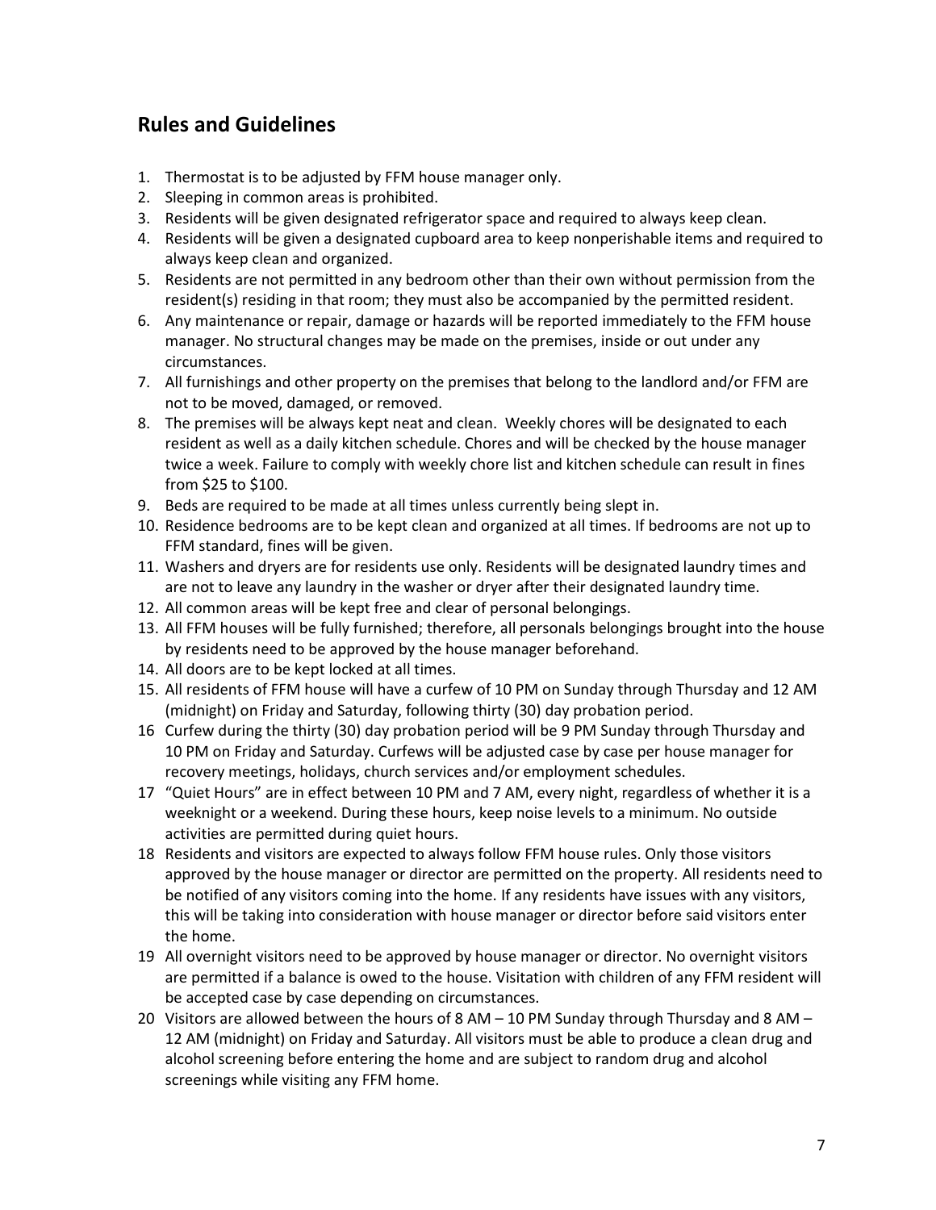## Rules and Guidelines

1. Thermostat is to be adjusted by FFM house manager only.
2. Sleeping in common areas is prohibited.
3. Residents will be given designated refrigerator space and required to always keep clean.
4. Residents will be given a designated cupboard area to keep nonperishable items and required to always keep clean and organized.
5. Residents are not permitted in any bedroom other than their own without permission from the resident(s) residing in that room; they must also be accompanied by the permitted resident.
6. Any maintenance or repair, damage or hazards will be reported immediately to the FFM house manager. No structural changes may be made on the premises, inside or out under any circumstances.
7. All furnishings and other property on the premises that belong to the landlord and/or FFM are not to be moved, damaged, or removed.
8. The premises will be always kept neat and clean. Weekly chores will be designated to each resident as well as a daily kitchen schedule. Chores and will be checked by the house manager twice a week. Failure to comply with weekly chore list and kitchen schedule can result in fines from $25 to $100.
9. Beds are required to be made at all times unless currently being slept in.
10. Residence bedrooms are to be kept clean and organized at all times. If bedrooms are not up to FFM standard, fines will be given.
11. Washers and dryers are for residents use only. Residents will be designated laundry times and are not to leave any laundry in the washer or dryer after their designated laundry time.
12. All common areas will be kept free and clear of personal belongings.
13. All FFM houses will be fully furnished; therefore, all personals belongings brought into the house by residents need to be approved by the house manager beforehand.
14. All doors are to be kept locked at all times.
15. All residents of FFM house will have a curfew of 10 PM on Sunday through Thursday and 12 AM (midnight) on Friday and Saturday, following thirty (30) day probation period.
16. Curfew during the thirty (30) day probation period will be 9 PM Sunday through Thursday and 10 PM on Friday and Saturday. Curfews will be adjusted case by case per house manager for recovery meetings, holidays, church services and/or employment schedules.
17. "Quiet Hours" are in effect between 10 PM and 7 AM, every night, regardless of whether it is a weeknight or a weekend. During these hours, keep noise levels to a minimum. No outside activities are permitted during quiet hours.
18. Residents and visitors are expected to always follow FFM house rules. Only those visitors approved by the house manager or director are permitted on the property. All residents need to be notified of any visitors coming into the home. If any residents have issues with any visitors, this will be taking into consideration with house manager or director before said visitors enter the home.
19. All overnight visitors need to be approved by house manager or director. No overnight visitors are permitted if a balance is owed to the house. Visitation with children of any FFM resident will be accepted case by case depending on circumstances.
20. Visitors are allowed between the hours of 8 AM – 10 PM Sunday through Thursday and 8 AM – 12 AM (midnight) on Friday and Saturday. All visitors must be able to produce a clean drug and alcohol screening before entering the home and are subject to random drug and alcohol screenings while visiting any FFM home.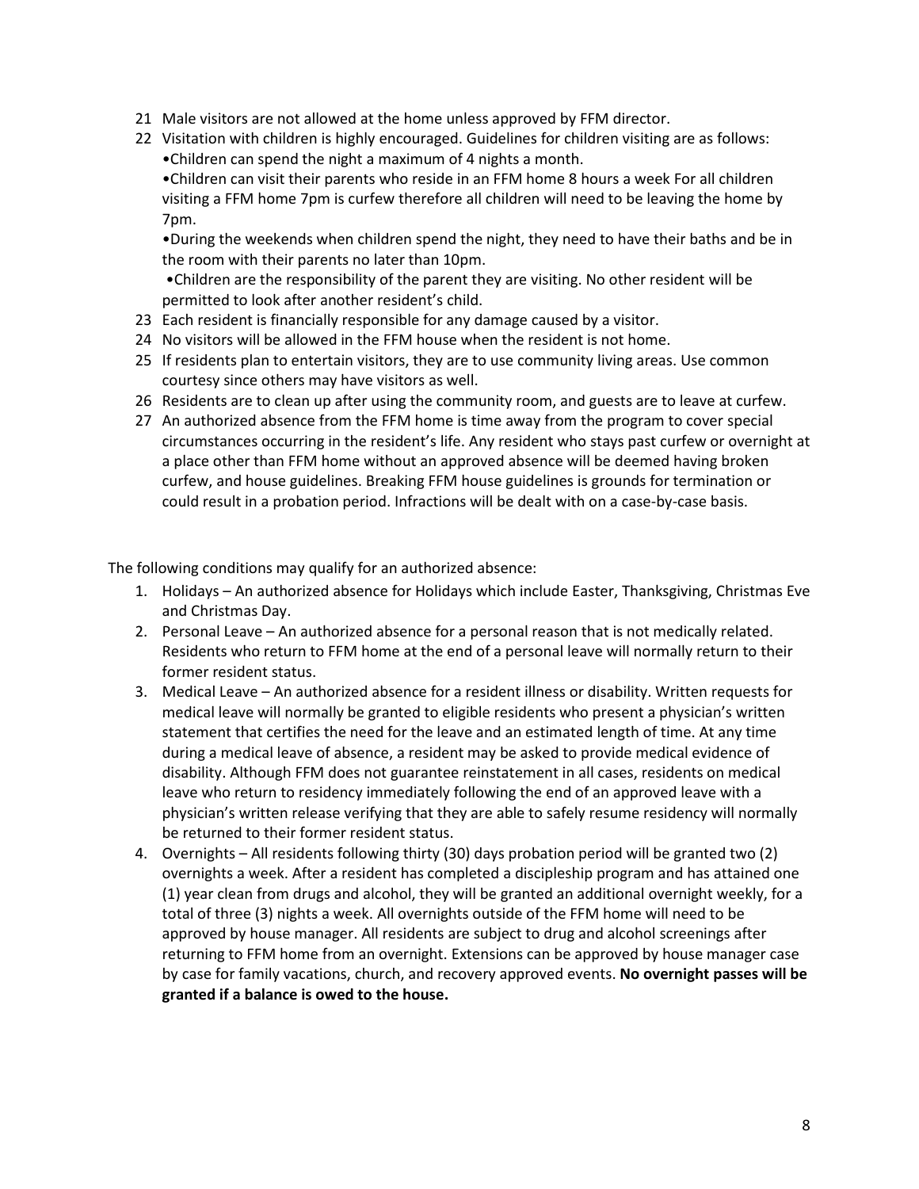21. Male visitors are not allowed at the home unless approved by FFM director.
22. Visitation with children is highly encouraged. Guidelines for children visiting are as follows:
    •Children can spend the night a maximum of 4 nights a month.
    •Children can visit their parents who reside in an FFM home 8 hours a week For all children visiting a FFM home 7pm is curfew therefore all children will need to be leaving the home by 7pm.
    •During the weekends when children spend the night, they need to have their baths and be in the room with their parents no later than 10pm.
    •Children are the responsibility of the parent they are visiting. No other resident will be permitted to look after another resident's child.
23. Each resident is financially responsible for any damage caused by a visitor.
24. No visitors will be allowed in the FFM house when the resident is not home.
25. If residents plan to entertain visitors, they are to use community living areas. Use common courtesy since others may have visitors as well.
26. Residents are to clean up after using the community room, and guests are to leave at curfew.
27. An authorized absence from the FFM home is time away from the program to cover special circumstances occurring in the resident's life. Any resident who stays past curfew or overnight at a place other than FFM home without an approved absence will be deemed having broken curfew, and house guidelines. Breaking FFM house guidelines is grounds for termination or could result in a probation period. Infractions will be dealt with on a case-by-case basis.

The following conditions may qualify for an authorized absence:

1. Holidays – An authorized absence for Holidays which include Easter, Thanksgiving, Christmas Eve and Christmas Day.
2. Personal Leave – An authorized absence for a personal reason that is not medically related. Residents who return to FFM home at the end of a personal leave will normally return to their former resident status.
3. Medical Leave – An authorized absence for a resident illness or disability. Written requests for medical leave will normally be granted to eligible residents who present a physician's written statement that certifies the need for the leave and an estimated length of time. At any time during a medical leave of absence, a resident may be asked to provide medical evidence of disability. Although FFM does not guarantee reinstatement in all cases, residents on medical leave who return to residency immediately following the end of an approved leave with a physician's written release verifying that they are able to safely resume residency will normally be returned to their former resident status.
4. Overnights – All residents following thirty (30) days probation period will be granted two (2) overnights a week. After a resident has completed a discipleship program and has attained one (1) year clean from drugs and alcohol, they will be granted an additional overnight weekly, for a total of three (3) nights a week. All overnights outside of the FFM home will need to be approved by house manager. All residents are subject to drug and alcohol screenings after returning to FFM home from an overnight. Extensions can be approved by house manager case by case for family vacations, church, and recovery approved events. **No overnight passes will be granted if a balance is owed to the house.**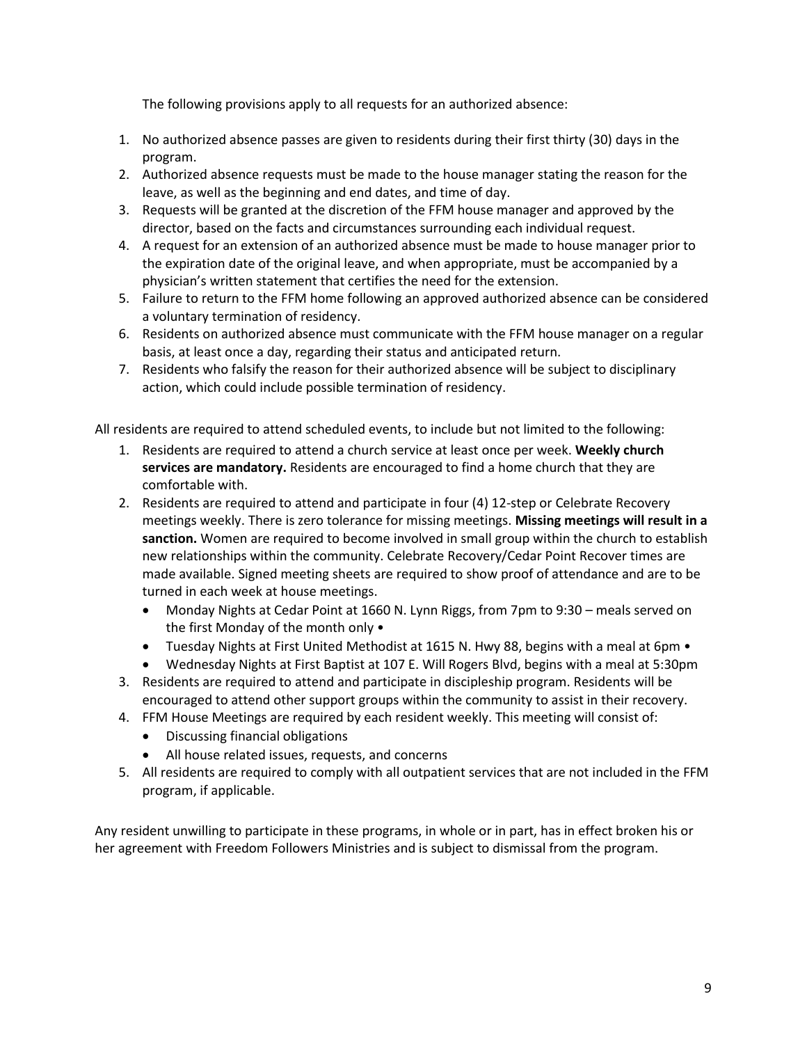The following provisions apply to all requests for an authorized absence:

1. No authorized absence passes are given to residents during their first thirty (30) days in the program.
2. Authorized absence requests must be made to the house manager stating the reason for the leave, as well as the beginning and end dates, and time of day.
3. Requests will be granted at the discretion of the FFM house manager and approved by the director, based on the facts and circumstances surrounding each individual request.
4. A request for an extension of an authorized absence must be made to house manager prior to the expiration date of the original leave, and when appropriate, must be accompanied by a physician's written statement that certifies the need for the extension.
5. Failure to return to the FFM home following an approved authorized absence can be considered a voluntary termination of residency.
6. Residents on authorized absence must communicate with the FFM house manager on a regular basis, at least once a day, regarding their status and anticipated return.
7. Residents who falsify the reason for their authorized absence will be subject to disciplinary action, which could include possible termination of residency.

All residents are required to attend scheduled events, to include but not limited to the following:

1. Residents are required to attend a church service at least once per week. **Weekly church services are mandatory.** Residents are encouraged to find a home church that they are comfortable with.
2. Residents are required to attend and participate in four (4) 12-step or Celebrate Recovery meetings weekly. There is zero tolerance for missing meetings. **Missing meetings will result in a sanction.** Women are required to become involved in small group within the church to establish new relationships within the community. Celebrate Recovery/Cedar Point Recover times are made available. Signed meeting sheets are required to show proof of attendance and are to be turned in each week at house meetings.
   - Monday Nights at Cedar Point at 1660 N. Lynn Riggs, from 7pm to 9:30 – meals served on the first Monday of the month only •
   - Tuesday Nights at First United Methodist at 1615 N. Hwy 88, begins with a meal at 6pm •
   - Wednesday Nights at First Baptist at 107 E. Will Rogers Blvd, begins with a meal at 5:30pm
3. Residents are required to attend and participate in discipleship program. Residents will be encouraged to attend other support groups within the community to assist in their recovery.
4. FFM House Meetings are required by each resident weekly. This meeting will consist of:
   - Discussing financial obligations
   - All house related issues, requests, and concerns
5. All residents are required to comply with all outpatient services that are not included in the FFM program, if applicable.

Any resident unwilling to participate in these programs, in whole or in part, has in effect broken his or her agreement with Freedom Followers Ministries and is subject to dismissal from the program.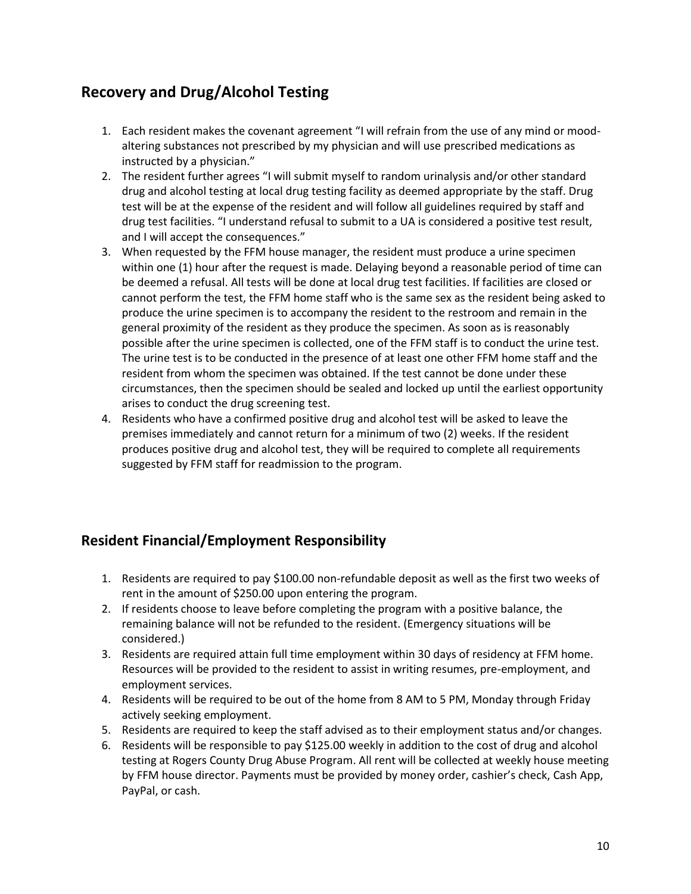## Recovery and Drug/Alcohol Testing

1. Each resident makes the covenant agreement "I will refrain from the use of any mind or mood-altering substances not prescribed by my physician and will use prescribed medications as instructed by a physician."
2. The resident further agrees "I will submit myself to random urinalysis and/or other standard drug and alcohol testing at local drug testing facility as deemed appropriate by the staff. Drug test will be at the expense of the resident and will follow all guidelines required by staff and drug test facilities. "I understand refusal to submit to a UA is considered a positive test result, and I will accept the consequences."
3. When requested by the FFM house manager, the resident must produce a urine specimen within one (1) hour after the request is made. Delaying beyond a reasonable period of time can be deemed a refusal. All tests will be done at local drug test facilities. If facilities are closed or cannot perform the test, the FFM home staff who is the same sex as the resident being asked to produce the urine specimen is to accompany the resident to the restroom and remain in the general proximity of the resident as they produce the specimen. As soon as is reasonably possible after the urine specimen is collected, one of the FFM staff is to conduct the urine test. The urine test is to be conducted in the presence of at least one other FFM home staff and the resident from whom the specimen was obtained. If the test cannot be done under these circumstances, then the specimen should be sealed and locked up until the earliest opportunity arises to conduct the drug screening test.
4. Residents who have a confirmed positive drug and alcohol test will be asked to leave the premises immediately and cannot return for a minimum of two (2) weeks. If the resident produces positive drug and alcohol test, they will be required to complete all requirements suggested by FFM staff for readmission to the program.

## Resident Financial/Employment Responsibility

1. Residents are required to pay $100.00 non-refundable deposit as well as the first two weeks of rent in the amount of $250.00 upon entering the program.
2. If residents choose to leave before completing the program with a positive balance, the remaining balance will not be refunded to the resident. (Emergency situations will be considered.)
3. Residents are required attain full time employment within 30 days of residency at FFM home. Resources will be provided to the resident to assist in writing resumes, pre-employment, and employment services.
4. Residents will be required to be out of the home from 8 AM to 5 PM, Monday through Friday actively seeking employment.
5. Residents are required to keep the staff advised as to their employment status and/or changes.
6. Residents will be responsible to pay $125.00 weekly in addition to the cost of drug and alcohol testing at Rogers County Drug Abuse Program. All rent will be collected at weekly house meeting by FFM house director. Payments must be provided by money order, cashier's check, Cash App, PayPal, or cash.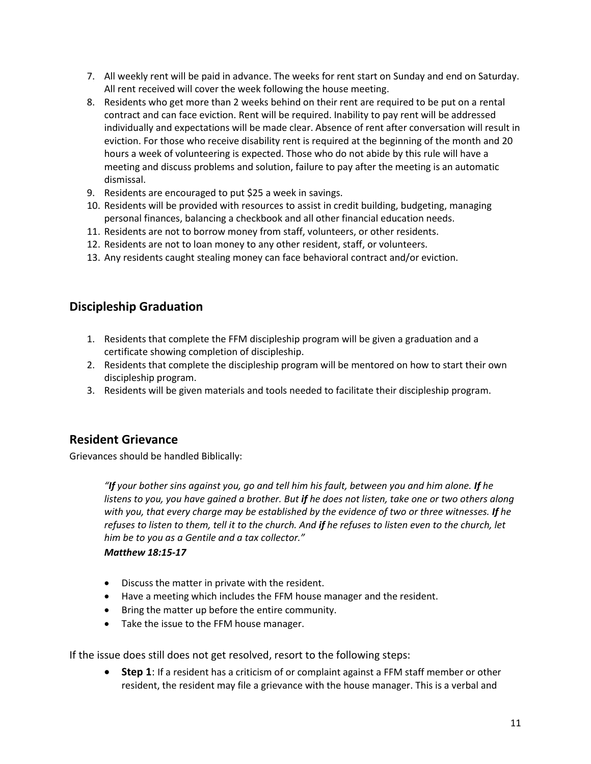7. All weekly rent will be paid in advance. The weeks for rent start on Sunday and end on Saturday. All rent received will cover the week following the house meeting.
8. Residents who get more than 2 weeks behind on their rent are required to be put on a rental contract and can face eviction. Rent will be required. Inability to pay rent will be addressed individually and expectations will be made clear. Absence of rent after conversation will result in eviction. For those who receive disability rent is required at the beginning of the month and 20 hours a week of volunteering is expected. Those who do not abide by this rule will have a meeting and discuss problems and solution, failure to pay after the meeting is an automatic dismissal.
9. Residents are encouraged to put $25 a week in savings.
10. Residents will be provided with resources to assist in credit building, budgeting, managing personal finances, balancing a checkbook and all other financial education needs.
11. Residents are not to borrow money from staff, volunteers, or other residents.
12. Residents are not to loan money to any other resident, staff, or volunteers.
13. Any residents caught stealing money can face behavioral contract and/or eviction.

## Discipleship Graduation

1. Residents that complete the FFM discipleship program will be given a graduation and a certificate showing completion of discipleship.
2. Residents that complete the discipleship program will be mentored on how to start their own discipleship program.
3. Residents will be given materials and tools needed to facilitate their discipleship program.

## Resident Grievance

Grievances should be handled Biblically:

> *"**If** your bother sins against you, go and tell him his fault, between you and him alone. **If** he listens to you, you have gained a brother. But **if** he does not listen, take one or two others along with you, that every charge may be established by the evidence of two or three witnesses. **If** he refuses to listen to them, tell it to the church. And **if** he refuses to listen even to the church, let him be to you as a Gentile and a tax collector."*
>
> ***Matthew 18:15-17***

- Discuss the matter in private with the resident.
- Have a meeting which includes the FFM house manager and the resident.
- Bring the matter up before the entire community.
- Take the issue to the FFM house manager.

If the issue does still does not get resolved, resort to the following steps:

- **Step 1**: If a resident has a criticism of or complaint against a FFM staff member or other resident, the resident may file a grievance with the house manager. This is a verbal and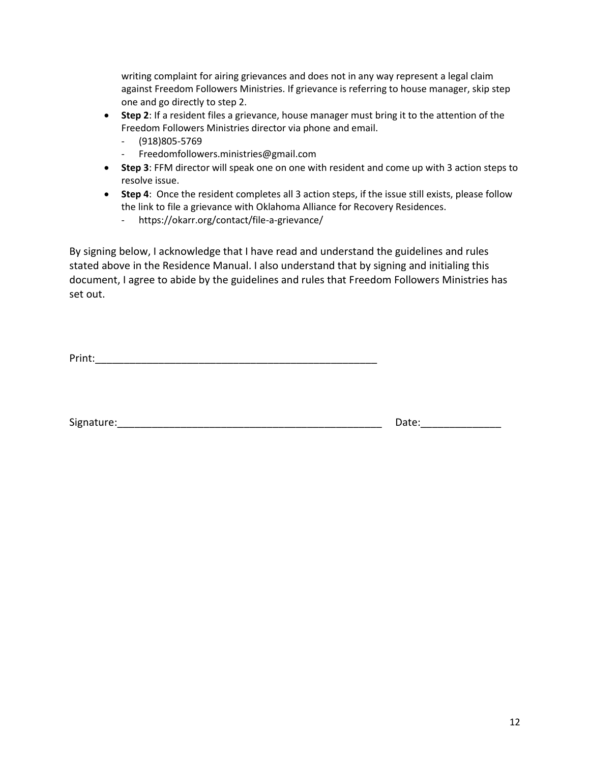writing complaint for airing grievances and does not in any way represent a legal claim against Freedom Followers Ministries. If grievance is referring to house manager, skip step one and go directly to step 2.

- **Step 2**: If a resident files a grievance, house manager must bring it to the attention of the Freedom Followers Ministries director via phone and email.
  - (918)805-5769
  - Freedomfollowers.ministries@gmail.com
- **Step 3**: FFM director will speak one on one with resident and come up with 3 action steps to resolve issue.
- **Step 4**: Once the resident completes all 3 action steps, if the issue still exists, please follow the link to file a grievance with Oklahoma Alliance for Recovery Residences.
  - https://okarr.org/contact/file-a-grievance/

By signing below, I acknowledge that I have read and understand the guidelines and rules stated above in the Residence Manual. I also understand that by signing and initialing this document, I agree to abide by the guidelines and rules that Freedom Followers Ministries has set out.

Print:_______________________________________________

Signature:___________________________________________ Date:_____________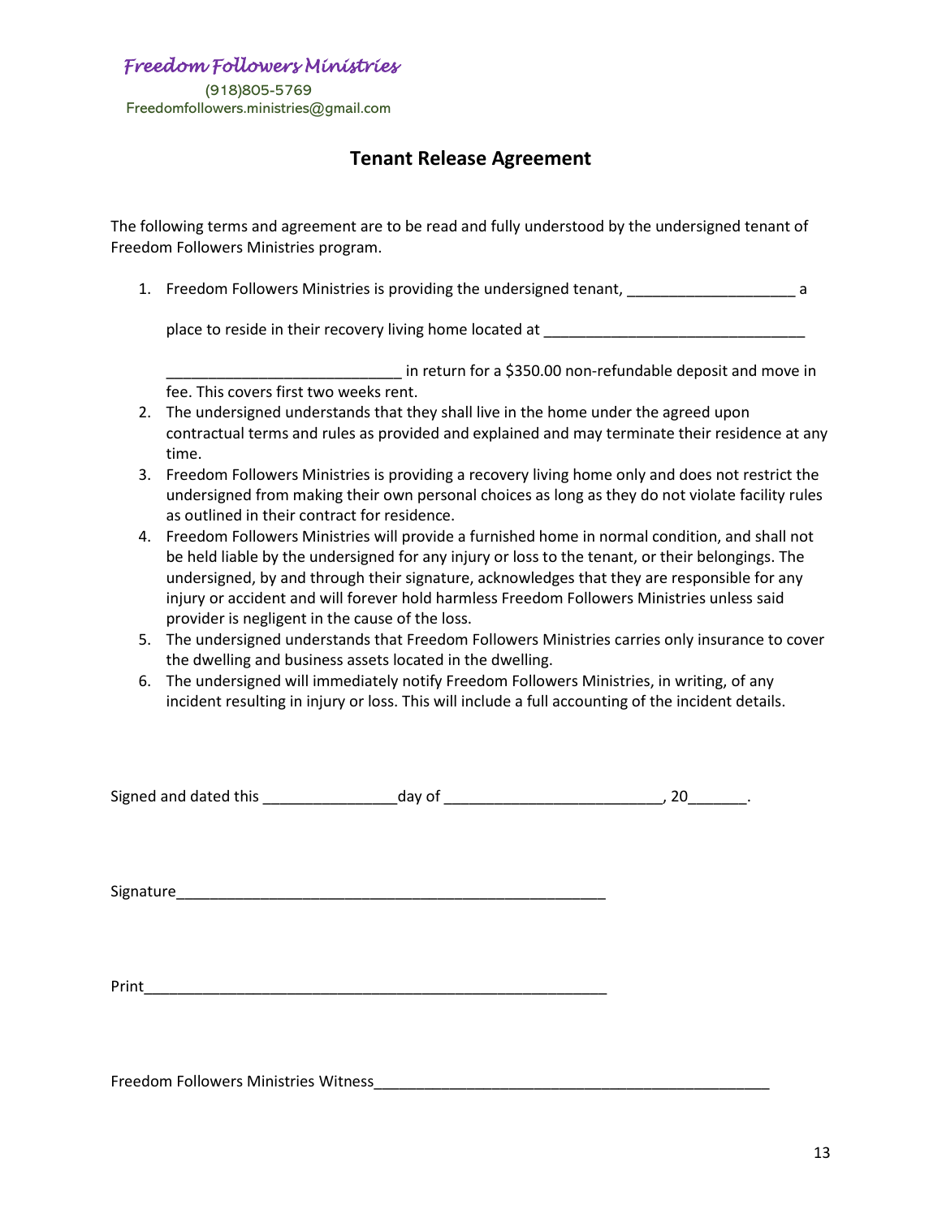Freedom Followers Ministries
(918)805-5769
Freedomfollowers.ministries@gmail.com

## Tenant Release Agreement

The following terms and agreement are to be read and fully understood by the undersigned tenant of Freedom Followers Ministries program.

1. Freedom Followers Ministries is providing the undersigned tenant, ____________________ a

   place to reside in their recovery living home located at _______________________________

   ____________________________ in return for a $350.00 non-refundable deposit and move in fee. This covers first two weeks rent.
2. The undersigned understands that they shall live in the home under the agreed upon contractual terms and rules as provided and explained and may terminate their residence at any time.
3. Freedom Followers Ministries is providing a recovery living home only and does not restrict the undersigned from making their own personal choices as long as they do not violate facility rules as outlined in their contract for residence.
4. Freedom Followers Ministries will provide a furnished home in normal condition, and shall not be held liable by the undersigned for any injury or loss to the tenant, or their belongings. The undersigned, by and through their signature, acknowledges that they are responsible for any injury or accident and will forever hold harmless Freedom Followers Ministries unless said provider is negligent in the cause of the loss.
5. The undersigned understands that Freedom Followers Ministries carries only insurance to cover the dwelling and business assets located in the dwelling.
6. The undersigned will immediately notify Freedom Followers Ministries, in writing, of any incident resulting in injury or loss. This will include a full accounting of the incident details.

Signed and dated this _______________day of _________________________, 20_______.

Signature____________________________________________________

Print________________________________________________________

Freedom Followers Ministries Witness_______________________________________________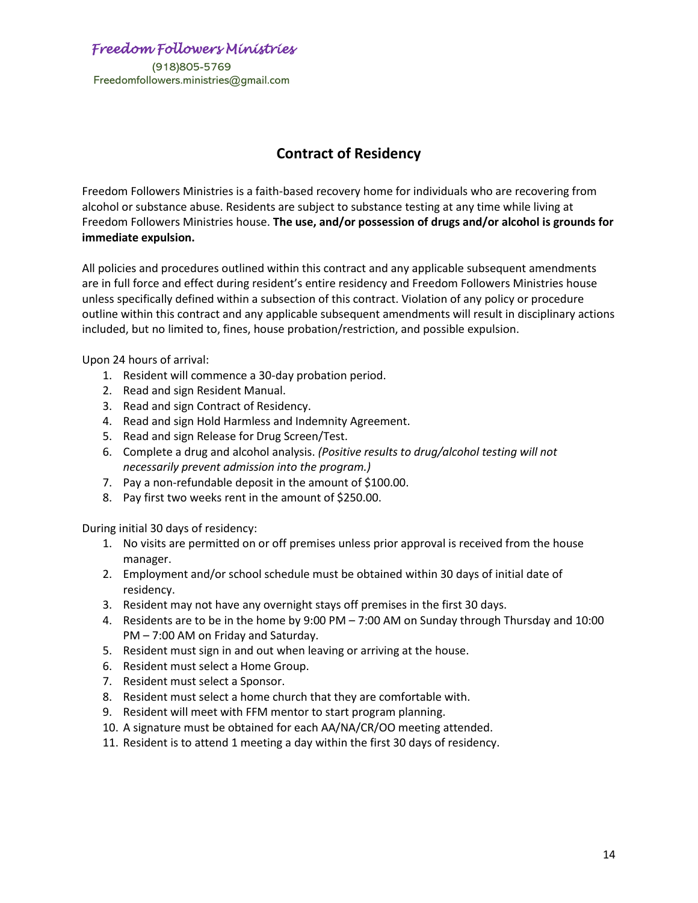Freedom Followers Ministries

(918)805-5769

Freedomfollowers.ministries@gmail.com

## Contract of Residency

Freedom Followers Ministries is a faith-based recovery home for individuals who are recovering from alcohol or substance abuse. Residents are subject to substance testing at any time while living at Freedom Followers Ministries house. **The use, and/or possession of drugs and/or alcohol is grounds for immediate expulsion.**

All policies and procedures outlined within this contract and any applicable subsequent amendments are in full force and effect during resident's entire residency and Freedom Followers Ministries house unless specifically defined within a subsection of this contract. Violation of any policy or procedure outline within this contract and any applicable subsequent amendments will result in disciplinary actions included, but no limited to, fines, house probation/restriction, and possible expulsion.

Upon 24 hours of arrival:

1. Resident will commence a 30-day probation period.
2. Read and sign Resident Manual.
3. Read and sign Contract of Residency.
4. Read and sign Hold Harmless and Indemnity Agreement.
5. Read and sign Release for Drug Screen/Test.
6. Complete a drug and alcohol analysis. *(Positive results to drug/alcohol testing will not necessarily prevent admission into the program.)*
7. Pay a non-refundable deposit in the amount of $100.00.
8. Pay first two weeks rent in the amount of $250.00.

During initial 30 days of residency:

1. No visits are permitted on or off premises unless prior approval is received from the house manager.
2. Employment and/or school schedule must be obtained within 30 days of initial date of residency.
3. Resident may not have any overnight stays off premises in the first 30 days.
4. Residents are to be in the home by 9:00 PM – 7:00 AM on Sunday through Thursday and 10:00 PM – 7:00 AM on Friday and Saturday.
5. Resident must sign in and out when leaving or arriving at the house.
6. Resident must select a Home Group.
7. Resident must select a Sponsor.
8. Resident must select a home church that they are comfortable with.
9. Resident will meet with FFM mentor to start program planning.
10. A signature must be obtained for each AA/NA/CR/OO meeting attended.
11. Resident is to attend 1 meeting a day within the first 30 days of residency.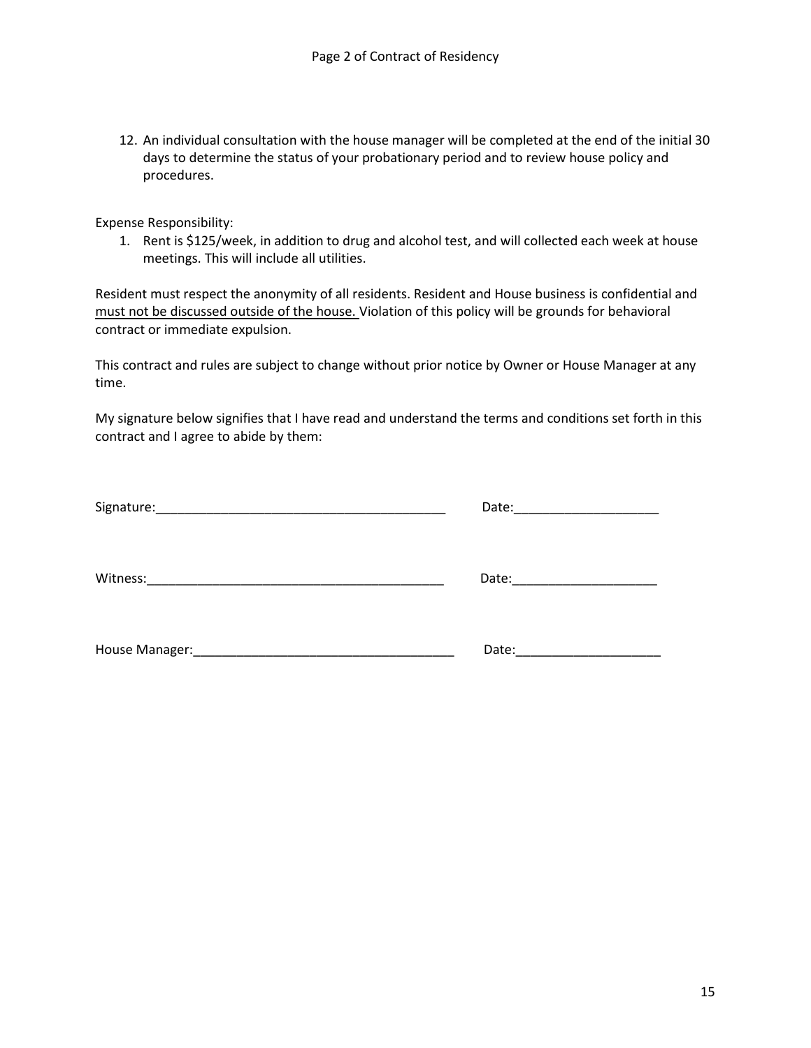12. An individual consultation with the house manager will be completed at the end of the initial 30 days to determine the status of your probationary period and to review house policy and procedures.

Expense Responsibility:

1. Rent is $125/week, in addition to drug and alcohol test, and will collected each week at house meetings. This will include all utilities.

Resident must respect the anonymity of all residents. Resident and House business is confidential and <u>must not be discussed outside of the house.</u> Violation of this policy will be grounds for behavioral contract or immediate expulsion.

This contract and rules are subject to change without prior notice by Owner or House Manager at any time.

My signature below signifies that I have read and understand the terms and conditions set forth in this contract and I agree to abide by them:

Signature:________________________________________ Date:____________________

Witness:_________________________________________ Date:____________________

House Manager:____________________________________ Date:____________________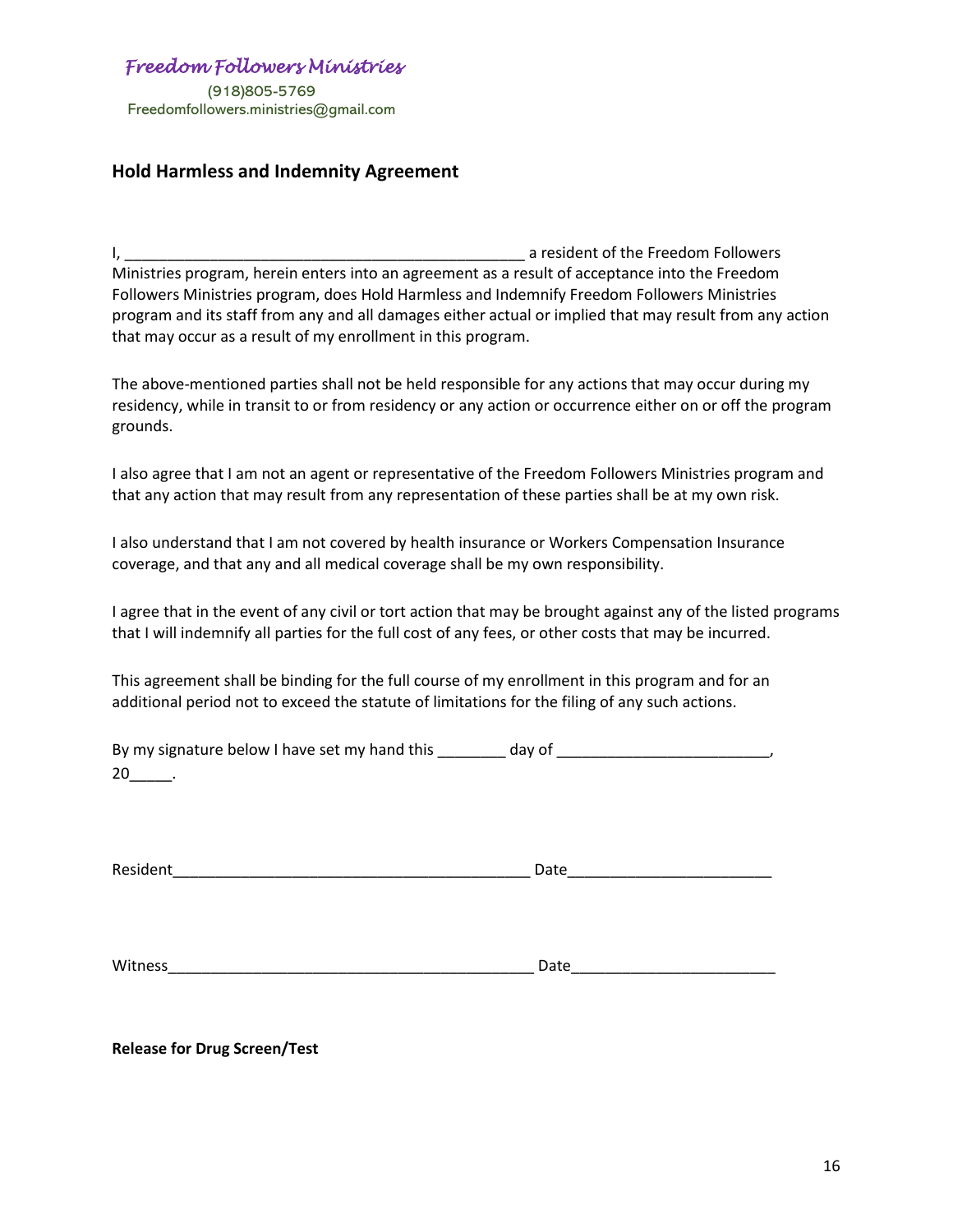*Freedom Followers Ministries*

(918)805-5769
Freedomfollowers.ministries@gmail.com

## Hold Harmless and Indemnity Agreement

I, _______________________________________________ a resident of the Freedom Followers Ministries program, herein enters into an agreement as a result of acceptance into the Freedom Followers Ministries program, does Hold Harmless and Indemnify Freedom Followers Ministries program and its staff from any and all damages either actual or implied that may result from any action that may occur as a result of my enrollment in this program.

The above-mentioned parties shall not be held responsible for any actions that may occur during my residency, while in transit to or from residency or any action or occurrence either on or off the program grounds.

I also agree that I am not an agent or representative of the Freedom Followers Ministries program and that any action that may result from any representation of these parties shall be at my own risk.

I also understand that I am not covered by health insurance or Workers Compensation Insurance coverage, and that any and all medical coverage shall be my own responsibility.

I agree that in the event of any civil or tort action that may be brought against any of the listed programs that I will indemnify all parties for the full cost of any fees, or other costs that may be incurred.

This agreement shall be binding for the full course of my enrollment in this program and for an additional period not to exceed the statute of limitations for the filing of any such actions.

By my signature below I have set my hand this ________ day of ________________________, 20_____.

Resident__________________________________________ Date_______________________

Witness___________________________________________ Date_______________________

**Release for Drug Screen/Test**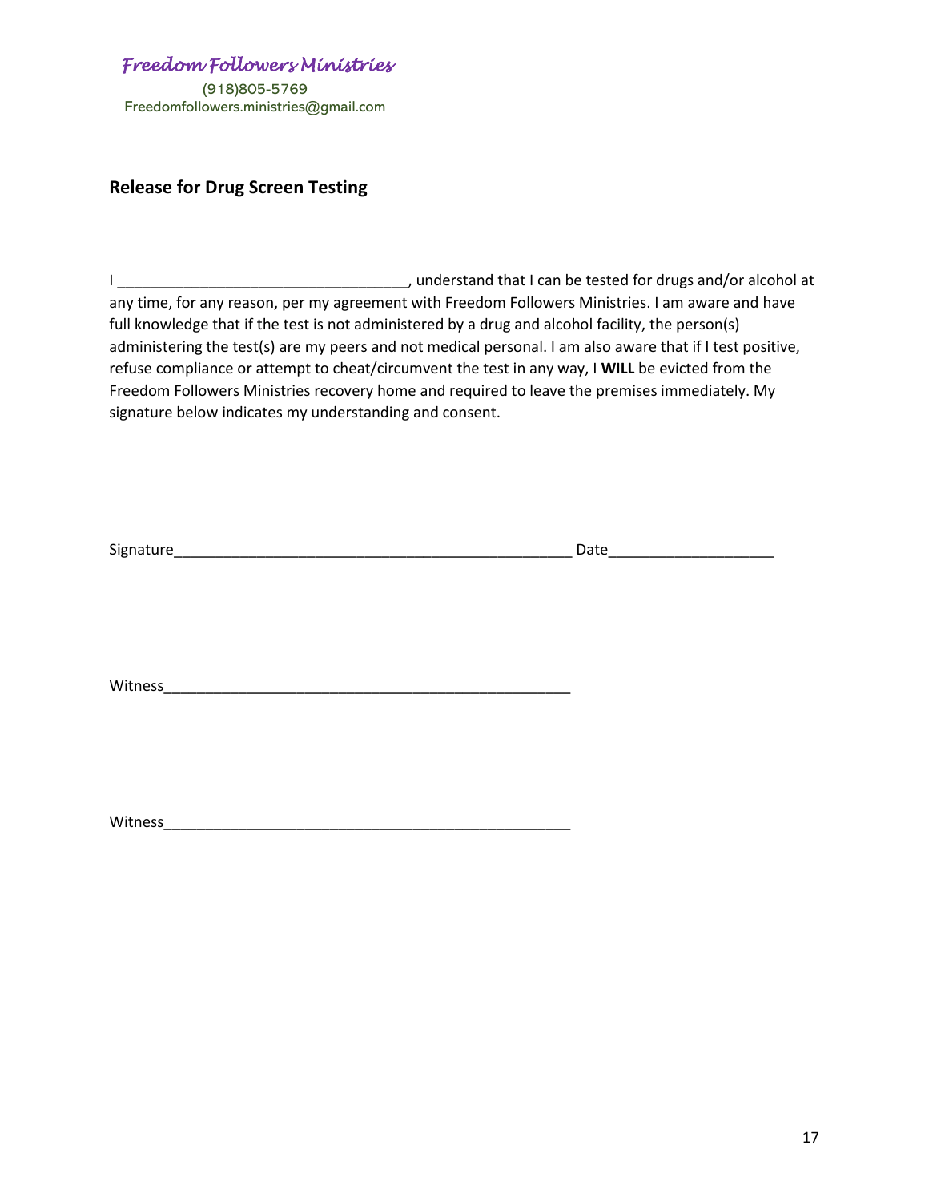*Freedom Followers Ministries*

(918)805-5769
Freedomfollowers.ministries@gmail.com

**Release for Drug Screen Testing**

I ___________________________________, understand that I can be tested for drugs and/or alcohol at any time, for any reason, per my agreement with Freedom Followers Ministries. I am aware and have full knowledge that if the test is not administered by a drug and alcohol facility, the person(s) administering the test(s) are my peers and not medical personal. I am also aware that if I test positive, refuse compliance or attempt to cheat/circumvent the test in any way, I **WILL** be evicted from the Freedom Followers Ministries recovery home and required to leave the premises immediately. My signature below indicates my understanding and consent.

Signature__________________________________________________ Date____________________

Witness____________________________________________________

Witness____________________________________________________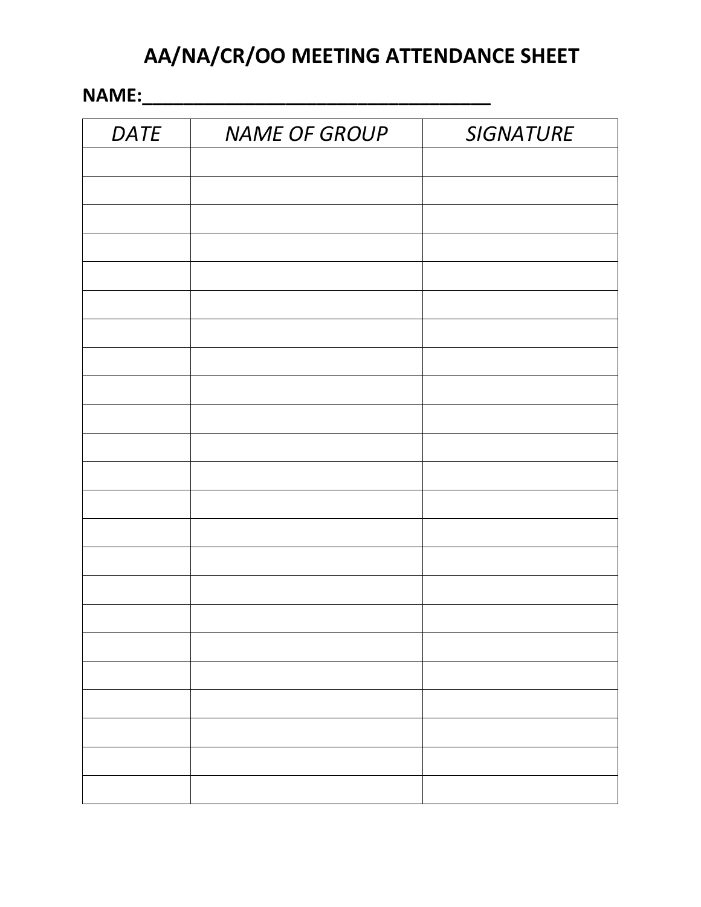# AA/NA/CR/OO MEETING ATTENDANCE SHEET

**NAME:**\_\_\_\_\_\_\_\_\_\_\_\_\_\_\_\_\_\_\_\_\_\_\_\_\_\_\_\_\_\_\_\_\_\_\_\_\_\_

| *DATE* | *NAME OF GROUP* | *SIGNATURE* |
|---|---|---|
| | | |
| | | |
| | | |
| | | |
| | | |
| | | |
| | | |
| | | |
| | | |
| | | |
| | | |
| | | |
| | | |
| | | |
| | | |
| | | |
| | | |
| | | |
| | | |
| | | |
| | | |
| | | |
| | | |